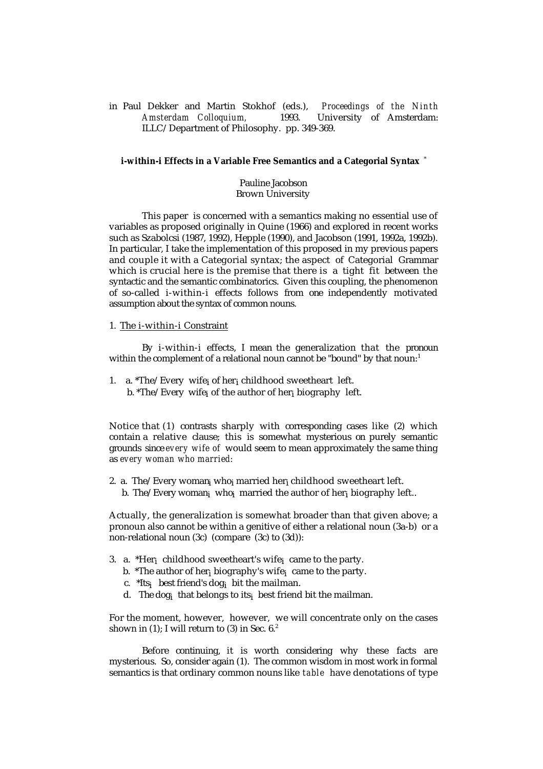in Paul Dekker and Martin Stokhof (eds.), *Proceedings of the Ninth Amsterdam Colloquium,* 1993. University of Amsterdam: ILLC/Department of Philosophy. pp. 349-369.

**i-within-i Effects in a Variable Free Semantics and a Categorial Syntax** *

Pauline Jacobson
Brown University

This paper is concerned with a semantics making no essential use of variables as proposed originally in Quine (1966) and explored in recent works such as Szabolcsi (1987, 1992), Hepple (1990), and Jacobson (1991, 1992a, 1992b). In particular, I take the implementation of this proposed in my previous papers and couple it with a Categorial syntax; the aspect of Categorial Grammar which is crucial here is the premise that there is a tight fit between the syntactic and the semantic combinatorics. Given this coupling, the phenomenon of so-called i-within-i effects follows from one independently motivated assumption about the syntax of common nouns.

## 1. The i-within-i Constraint

By i-within-i effects, I mean the generalization that the pronoun within the complement of a relational noun cannot be "bound" by that noun:[1]

1. a. *The/Every wife$_i$ of her$_i$ childhood sweetheart left.
   b. *The/Every wife$_i$ of the author of her$_i$ biography left.

Notice that (1) contrasts sharply with corresponding cases like (2) which contain a relative clause; this is somewhat mysterious on purely semantic grounds since *every wife of* would seem to mean approximately the same thing as *every woman who married:*

2. a. The/Every woman$_i$ who$_i$ married her$_i$ childhood sweetheart left.
   b. The/Every woman$_i$ who$_i$ married the author of her$_i$ biography left..

Actually, the generalization is somewhat broader than that given above; a pronoun also cannot be within a genitive of either a relational noun (3a-b) or a non-relational noun (3c) (compare (3c) to (3d)):

3. a. *Her$_i$ childhood sweetheart's wife$_i$ came to the party.
   b. *The author of her$_i$ biography's wife$_i$ came to the party.
   c. *Its$_i$ best friend's dog$_i$ bit the mailman.
   d. The dog$_i$ that belongs to its$_i$ best friend bit the mailman.

For the moment, however, however, we will concentrate only on the cases shown in (1); I will return to (3) in Sec. 6.[2]

Before continuing, it is worth considering why these facts are mysterious. So, consider again (1). The common wisdom in most work in formal semantics is that ordinary common nouns like *table* have denotations of type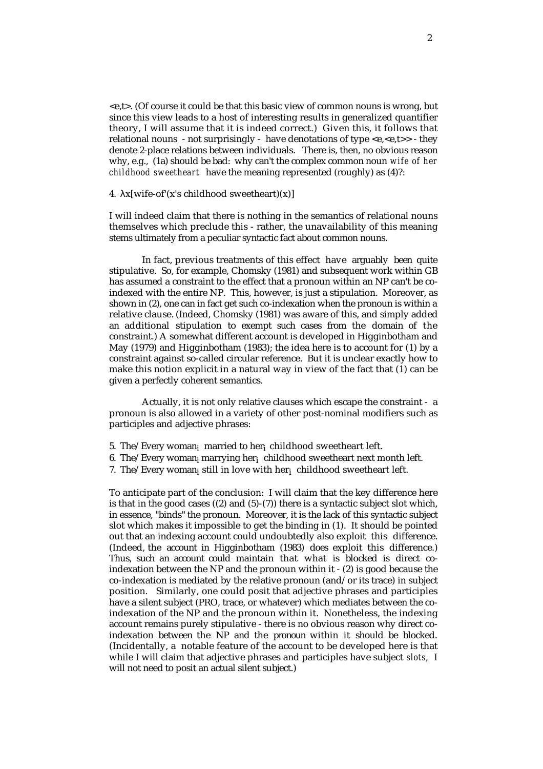<e,t>. (Of course it could be that this basic view of common nouns is wrong, but since this view leads to a host of interesting results in generalized quantifier theory, I will assume that it is indeed correct.) Given this, it follows that relational nouns - not surprisingly - have denotations of type <e,<e,t>> - they denote 2-place relations between individuals. There is, then, no obvious reason why, e.g., (1a) should be bad: why can't the complex common noun *wife of her childhood sweetheart* have the meaning represented (roughly) as (4)?:

4. λx[wife-of'(x's childhood sweetheart)(x)]

I will indeed claim that there is nothing in the semantics of relational nouns themselves which preclude this - rather, the unavailability of this meaning stems ultimately from a peculiar syntactic fact about common nouns.

In fact, previous treatments of this effect have arguably been quite stipulative. So, for example, Chomsky (1981) and subsequent work within GB has assumed a constraint to the effect that a pronoun within an NP can't be co-indexed with the entire NP. This, however, is just a stipulation. Moreover, as shown in (2), one can in fact get such co-indexation when the pronoun is within a relative clause. (Indeed, Chomsky (1981) was aware of this, and simply added an additional stipulation to exempt such cases from the domain of the constraint.) A somewhat different account is developed in Higginbotham and May (1979) and Higginbotham (1983); the idea here is to account for (1) by a constraint against so-called circular reference. But it is unclear exactly how to make this notion explicit in a natural way in view of the fact that (1) can be given a perfectly coherent semantics.

Actually, it is not only relative clauses which escape the constraint - a pronoun is also allowed in a variety of other post-nominal modifiers such as participles and adjective phrases:

5. The/Every woman$_i$ married to her$_i$ childhood sweetheart left.
6. The/Every woman$_i$ marrying her$_i$ childhood sweetheart next month left.
7. The/Every woman$_i$ still in love with her$_i$ childhood sweetheart left.

To anticipate part of the conclusion: I will claim that the key difference here is that in the good cases ((2) and (5)-(7)) there is a syntactic subject slot which, in essence, "binds" the pronoun. Moreover, it is the lack of this syntactic subject slot which makes it impossible to get the binding in (1). It should be pointed out that an indexing account could undoubtedly also exploit this difference. (Indeed, the account in Higginbotham (1983) does exploit this difference.) Thus, such an account could maintain that what is blocked is direct co-indexation between the NP and the pronoun within it - (2) is good because the co-indexation is mediated by the relative pronoun (and/or its trace) in subject position. Similarly, one could posit that adjective phrases and participles have a silent subject (PRO, trace, or whatever) which mediates between the co-indexation of the NP and the pronoun within it. Nonetheless, the indexing account remains purely stipulative - there is no obvious reason why direct co-indexation between the NP and the pronoun within it should be blocked. (Incidentally, a notable feature of the account to be developed here is that while I will claim that adjective phrases and participles have subject *slots*, I will not need to posit an actual silent subject.)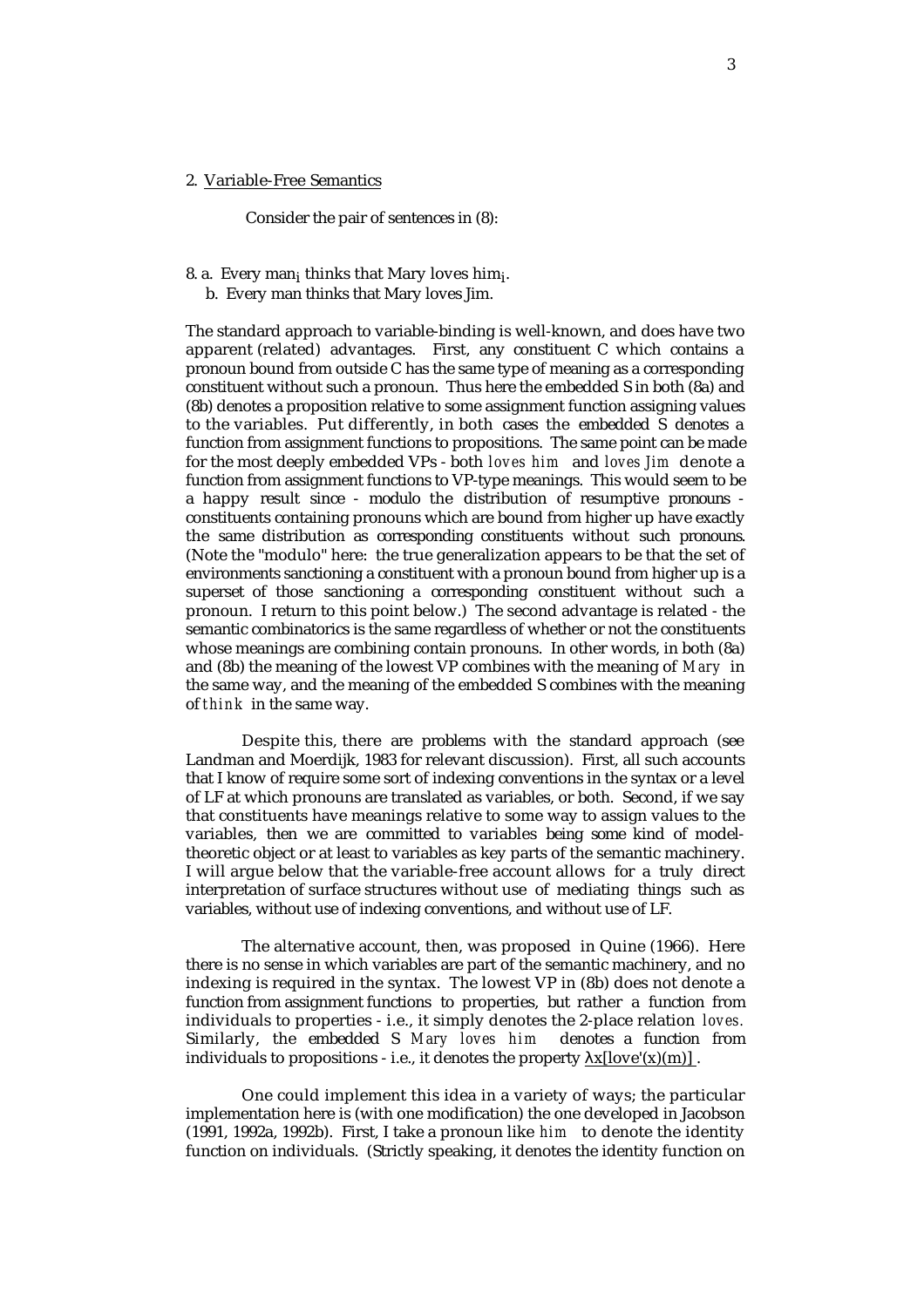2. Variable-Free Semantics

Consider the pair of sentences in (8):

8. a. Every $man_i$ thinks that Mary loves $him_i$.
   b. Every man thinks that Mary loves Jim.

The standard approach to variable-binding is well-known, and does have two apparent (related) advantages. First, any constituent C which contains a pronoun bound from outside C has the same type of meaning as a corresponding constituent without such a pronoun. Thus here the embedded S in both (8a) and (8b) denotes a proposition relative to some assignment function assigning values to the variables. Put differently, in both cases the embedded S denotes a function from assignment functions to propositions. The same point can be made for the most deeply embedded VPs - both *loves him* and *loves Jim* denote a function from assignment functions to VP-type meanings. This would seem to be a happy result since - modulo the distribution of resumptive pronouns - constituents containing pronouns which are bound from higher up have exactly the same distribution as corresponding constituents without such pronouns. (Note the "modulo" here: the true generalization appears to be that the set of environments sanctioning a constituent with a pronoun bound from higher up is a superset of those sanctioning a corresponding constituent without such a pronoun. I return to this point below.) The second advantage is related - the semantic combinatorics is the same regardless of whether or not the constituents whose meanings are combining contain pronouns. In other words, in both (8a) and (8b) the meaning of the lowest VP combines with the meaning of *Mary* in the same way, and the meaning of the embedded S combines with the meaning of *think* in the same way.

Despite this, there are problems with the standard approach (see Landman and Moerdijk, 1983 for relevant discussion). First, all such accounts that I know of require some sort of indexing conventions in the syntax or a level of LF at which pronouns are translated as variables, or both. Second, if we say that constituents have meanings relative to some way to assign values to the variables, then we are committed to variables being some kind of model-theoretic object or at least to variables as key parts of the semantic machinery. I will argue below that the variable-free account allows for a truly direct interpretation of surface structures without use of mediating things such as variables, without use of indexing conventions, and without use of LF.

The alternative account, then, was proposed in Quine (1966). Here there is no sense in which variables are part of the semantic machinery, and no indexing is required in the syntax. The lowest VP in (8b) does not denote a function from assignment functions to properties, but rather a function from individuals to properties - i.e., it simply denotes the 2-place relation *loves*. Similarly, the embedded S *Mary loves him* denotes a function from individuals to propositions - i.e., it denotes the property $\lambda x[love'(x)(m)]$.

One could implement this idea in a variety of ways; the particular implementation here is (with one modification) the one developed in Jacobson (1991, 1992a, 1992b). First, I take a pronoun like *him* to denote the identity function on individuals. (Strictly speaking, it denotes the identity function on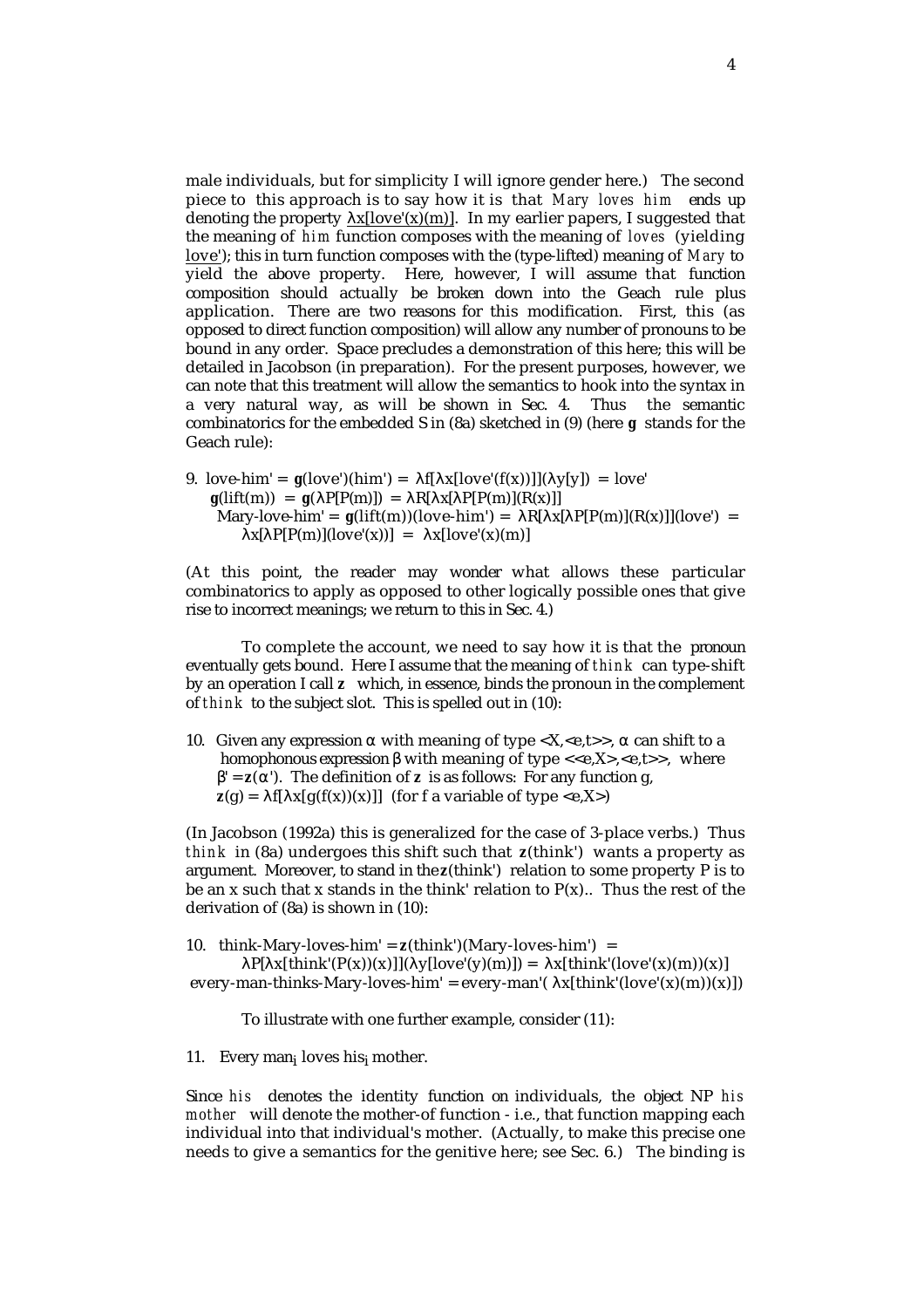male individuals, but for simplicity I will ignore gender here.) The second piece to this approach is to say how it is that *Mary loves him* ends up denoting the property $\lambda x[\text{love}'(x)(m)]$. In my earlier papers, I suggested that the meaning of *him* function composes with the meaning of *loves* (yielding love'); this in turn function composes with the (type-lifted) meaning of *Mary* to yield the above property. Here, however, I will assume that function composition should actually be broken down into the Geach rule plus application. There are two reasons for this modification. First, this (as opposed to direct function composition) will allow any number of pronouns to be bound in any order. Space precludes a demonstration of this here; this will be detailed in Jacobson (in preparation). For the present purposes, however, we can note that this treatment will allow the semantics to hook into the syntax in a very natural way, as will be shown in Sec. 4. Thus the semantic combinatorics for the embedded S in (8a) sketched in (9) (here **g** stands for the Geach rule):

9. love-him' = $\mathbf{g}(\text{love}')(\text{him}') = \lambda f[\lambda x[\text{love}'(f(x))]](\lambda y[y]) = \text{love}'$
   $\mathbf{g}(\text{lift}(m)) = \mathbf{g}(\lambda P[P(m)]) = \lambda R[\lambda x[\lambda P[P(m)](R(x))]]$
   Mary-love-him' = $\mathbf{g}(\text{lift}(m))(\text{love-him}') = \lambda R[\lambda x[\lambda P[P(m)](R(x))]](\text{love}') = \lambda x[\lambda P[P(m)](\text{love}'(x))] = \lambda x[\text{love}'(x)(m)]$

(At this point, the reader may wonder what allows these particular combinatorics to apply as opposed to other logically possible ones that give rise to incorrect meanings; we return to this in Sec. 4.)

To complete the account, we need to say how it is that the pronoun eventually gets bound. Here I assume that the meaning of *think* can type-shift by an operation I call **z** which, in essence, binds the pronoun in the complement of *think* to the subject slot. This is spelled out in (10):

10. Given any expression $\alpha$ with meaning of type $\langle X,\langle e,t\rangle\rangle$, $\alpha$ can shift to a homophonous expression $\beta$ with meaning of type $\langle\langle e,X\rangle,\langle e,t\rangle\rangle$, where $\beta' = \mathbf{z}(\alpha')$. The definition of **z** is as follows: For any function g, $\mathbf{z}(g) = \lambda f[\lambda x[g(f(x))(x)]]$ (for f a variable of type $\langle e,X\rangle$)

(In Jacobson (1992a) this is generalized for the case of 3-place verbs.) Thus *think* in (8a) undergoes this shift such that **z**(think') wants a property as argument. Moreover, to stand in the **z**(think') relation to some property P is to be an x such that x stands in the think' relation to P(x).. Thus the rest of the derivation of (8a) is shown in (10):

10. think-Mary-loves-him' = $\mathbf{z}(\text{think}')(\text{Mary-loves-him}')$ =
   $\lambda P[\lambda x[\text{think}'(P(x))(x)]](\lambda y[\text{love}'(y)(m)]) = \lambda x[\text{think}'(\text{love}'(x)(m))(x)]$
   every-man-thinks-Mary-loves-him' = every-man'( $\lambda x[\text{think}'(\text{love}'(x)(m))(x)]$)

To illustrate with one further example, consider (11):

11. Every man$_i$ loves his$_i$ mother.

Since *his* denotes the identity function on individuals, the object NP *his mother* will denote the mother-of function - i.e., that function mapping each individual into that individual's mother. (Actually, to make this precise one needs to give a semantics for the genitive here; see Sec. 6.) The binding is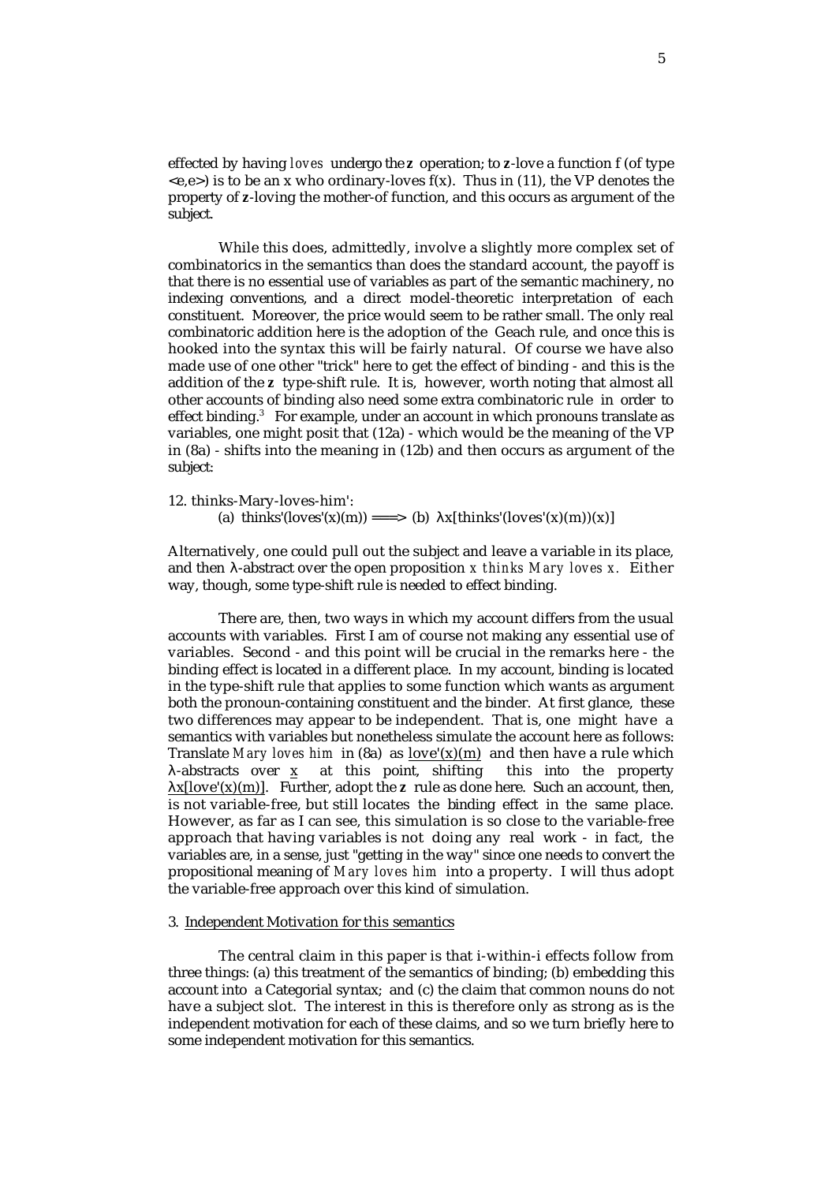effected by having *loves* undergo the **z** operation; to **z**-love a function f (of type <e,e>) is to be an x who ordinary-loves f(x). Thus in (11), the VP denotes the property of **z**-loving the mother-of function, and this occurs as argument of the subject.

While this does, admittedly, involve a slightly more complex set of combinatorics in the semantics than does the standard account, the payoff is that there is no essential use of variables as part of the semantic machinery, no indexing conventions, and a direct model-theoretic interpretation of each constituent. Moreover, the price would seem to be rather small. The only real combinatoric addition here is the adoption of the Geach rule, and once this is hooked into the syntax this will be fairly natural. Of course we have also made use of one other "trick" here to get the effect of binding - and this is the addition of the **z** type-shift rule. It is, however, worth noting that almost all other accounts of binding also need some extra combinatoric rule in order to effect binding.[3] For example, under an account in which pronouns translate as variables, one might posit that (12a) - which would be the meaning of the VP in (8a) - shifts into the meaning in (12b) and then occurs as argument of the subject:

12. thinks-Mary-loves-him':
   (a) thinks'(loves'(x)(m)) ⟹ (b) λx[thinks'(loves'(x)(m))(x)]

Alternatively, one could pull out the subject and leave a variable in its place, and then λ-abstract over the open proposition *x thinks Mary loves x*. Either way, though, some type-shift rule is needed to effect binding.

There are, then, two ways in which my account differs from the usual accounts with variables. First I am of course not making any essential use of variables. Second - and this point will be crucial in the remarks here - the binding effect is located in a different place. In my account, binding is located in the type-shift rule that applies to some function which wants as argument both the pronoun-containing constituent and the binder. At first glance, these two differences may appear to be independent. That is, one might have a semantics with variables but nonetheless simulate the account here as follows: Translate *Mary loves him* in (8a) as <u>love'(x)(m)</u> and then have a rule which λ-abstracts over <u>x</u> at this point, shifting this into the property <u>λx[love'(x)(m)]</u>. Further, adopt the **z** rule as done here. Such an account, then, is not variable-free, but still locates the binding effect in the same place. However, as far as I can see, this simulation is so close to the variable-free approach that having variables is not doing any real work - in fact, the variables are, in a sense, just "getting in the way" since one needs to convert the propositional meaning of *Mary loves him* into a property. I will thus adopt the variable-free approach over this kind of simulation.

## 3. <u>Independent Motivation for this semantics</u>

The central claim in this paper is that i-within-i effects follow from three things: (a) this treatment of the semantics of binding; (b) embedding this account into a Categorial syntax; and (c) the claim that common nouns do not have a subject slot. The interest in this is therefore only as strong as is the independent motivation for each of these claims, and so we turn briefly here to some independent motivation for this semantics.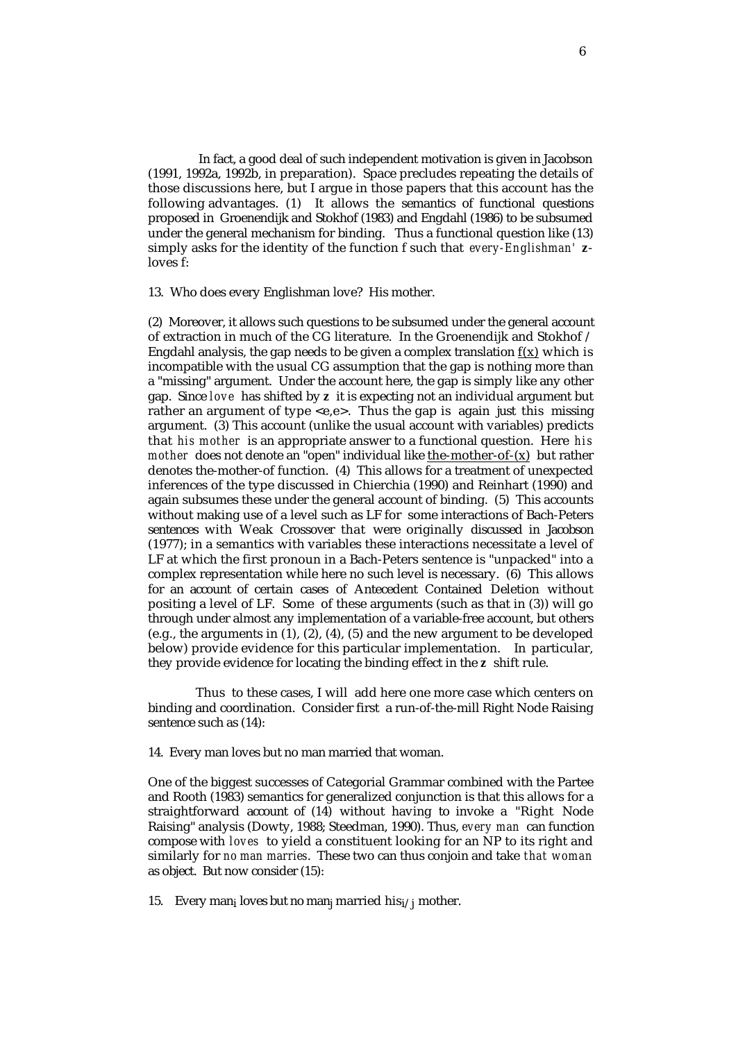In fact, a good deal of such independent motivation is given in Jacobson (1991, 1992a, 1992b, in preparation). Space precludes repeating the details of those discussions here, but I argue in those papers that this account has the following advantages. (1) It allows the semantics of functional questions proposed in Groenendijk and Stokhof (1983) and Engdahl (1986) to be subsumed under the general mechanism for binding. Thus a functional question like (13) simply asks for the identity of the function f such that *every-Englishman'* **z**-loves f:

13. Who does every Englishman love? His mother.

(2) Moreover, it allows such questions to be subsumed under the general account of extraction in much of the CG literature. In the Groenendijk and Stokhof / Engdahl analysis, the gap needs to be given a complex translation <u>f(x)</u> which is incompatible with the usual CG assumption that the gap is nothing more than a "missing" argument. Under the account here, the gap is simply like any other gap. Since *love* has shifted by **z** it is expecting not an individual argument but rather an argument of type <e,e>. Thus the gap is again just this missing argument. (3) This account (unlike the usual account with variables) predicts that *his mother* is an appropriate answer to a functional question. Here *his mother* does not denote an "open" individual like <u>the-mother-of-(x)</u> but rather denotes the-mother-of function. (4) This allows for a treatment of unexpected inferences of the type discussed in Chierchia (1990) and Reinhart (1990) and again subsumes these under the general account of binding. (5) This accounts without making use of a level such as LF for some interactions of Bach-Peters sentences with Weak Crossover that were originally discussed in Jacobson (1977); in a semantics with variables these interactions necessitate a level of LF at which the first pronoun in a Bach-Peters sentence is "unpacked" into a complex representation while here no such level is necessary. (6) This allows for an account of certain cases of Antecedent Contained Deletion without positing a level of LF. Some of these arguments (such as that in (3)) will go through under almost any implementation of a variable-free account, but others (e.g., the arguments in (1), (2), (4), (5) and the new argument to be developed below) provide evidence for this particular implementation. In particular, they provide evidence for locating the binding effect in the **z** shift rule.

Thus to these cases, I will add here one more case which centers on binding and coordination. Consider first a run-of-the-mill Right Node Raising sentence such as (14):

14. Every man loves but no man married that woman.

One of the biggest successes of Categorial Grammar combined with the Partee and Rooth (1983) semantics for generalized conjunction is that this allows for a straightforward account of (14) without having to invoke a "Right Node Raising" analysis (Dowty, 1988; Steedman, 1990). Thus, *every man* can function compose with *loves* to yield a constituent looking for an NP to its right and similarly for *no man marries*. These two can thus conjoin and take *that woman* as object. But now consider (15):

15. Every $\text{man}_i$ loves but no $\text{man}_j$ married $\text{his}_{i/j}$ mother.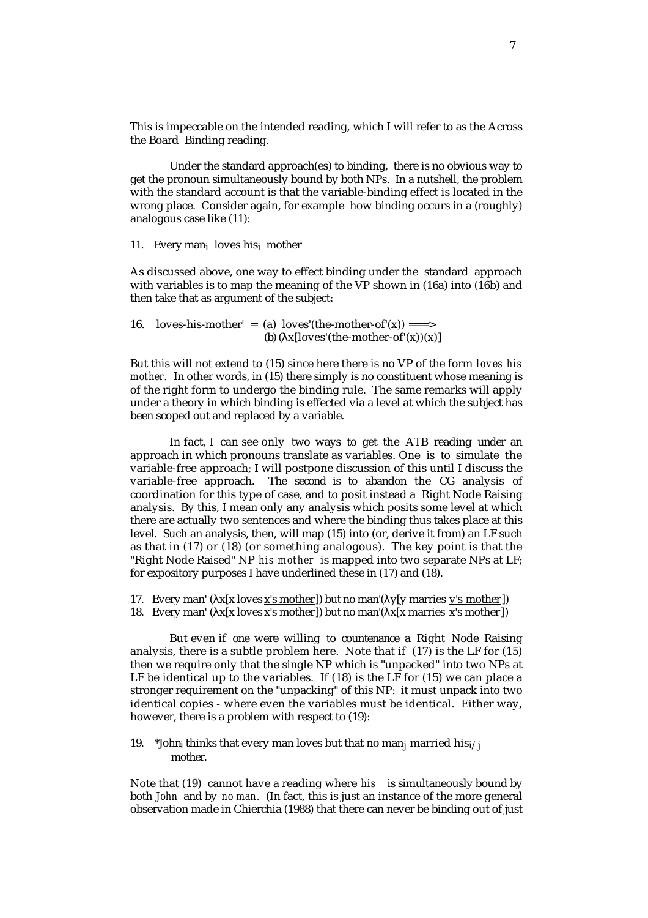This is impeccable on the intended reading, which I will refer to as the Across the Board Binding reading.

Under the standard approach(es) to binding, there is no obvious way to get the pronoun simultaneously bound by both NPs. In a nutshell, the problem with the standard account is that the variable-binding effect is located in the wrong place. Consider again, for example how binding occurs in a (roughly) analogous case like (11):

11. Every $man_i$ loves $his_i$ mother

As discussed above, one way to effect binding under the standard approach with variables is to map the meaning of the VP shown in (16a) into (16b) and then take that as argument of the subject:

16. loves-his-mother' = (a) loves'(the-mother-of'(x)) ===>
(b) (λx[loves'(the-mother-of'(x))(x)]

But this will not extend to (15) since here there is no VP of the form *loves his mother*. In other words, in (15) there simply is no constituent whose meaning is of the right form to undergo the binding rule. The same remarks will apply under a theory in which binding is effected via a level at which the subject has been scoped out and replaced by a variable.

In fact, I can see only two ways to get the ATB reading under an approach in which pronouns translate as variables. One is to simulate the variable-free approach; I will postpone discussion of this until I discuss the variable-free approach. The second is to abandon the CG analysis of coordination for this type of case, and to posit instead a Right Node Raising analysis. By this, I mean only any analysis which posits some level at which there are actually two sentences and where the binding thus takes place at this level. Such an analysis, then, will map (15) into (or, derive it from) an LF such as that in (17) or (18) (or something analogous). The key point is that the "Right Node Raised" NP *his mother* is mapped into two separate NPs at LF; for expository purposes I have underlined these in (17) and (18).

17. Every man' (λx[x loves <u>x's mother</u>]) but no man'(λy[y marries <u>y's mother</u>])
18. Every man' (λx[x loves <u>x's mother</u>]) but no man'(λx[x marries <u>x's mother</u>])

But even if one were willing to countenance a Right Node Raising analysis, there is a subtle problem here. Note that if (17) is the LF for (15) then we require only that the single NP which is "unpacked" into two NPs at LF be identical up to the variables. If (18) is the LF for (15) we can place a stronger requirement on the "unpacking" of this NP: it must unpack into two identical copies - where even the variables must be identical. Either way, however, there is a problem with respect to (19):

19. \*$John_i$ thinks that every man loves but that no $man_j$ married $his_{i/j}$ mother.

Note that (19) cannot have a reading where *his* is simultaneously bound by both *John* and by *no man*. (In fact, this is just an instance of the more general observation made in Chierchia (1988) that there can never be binding out of just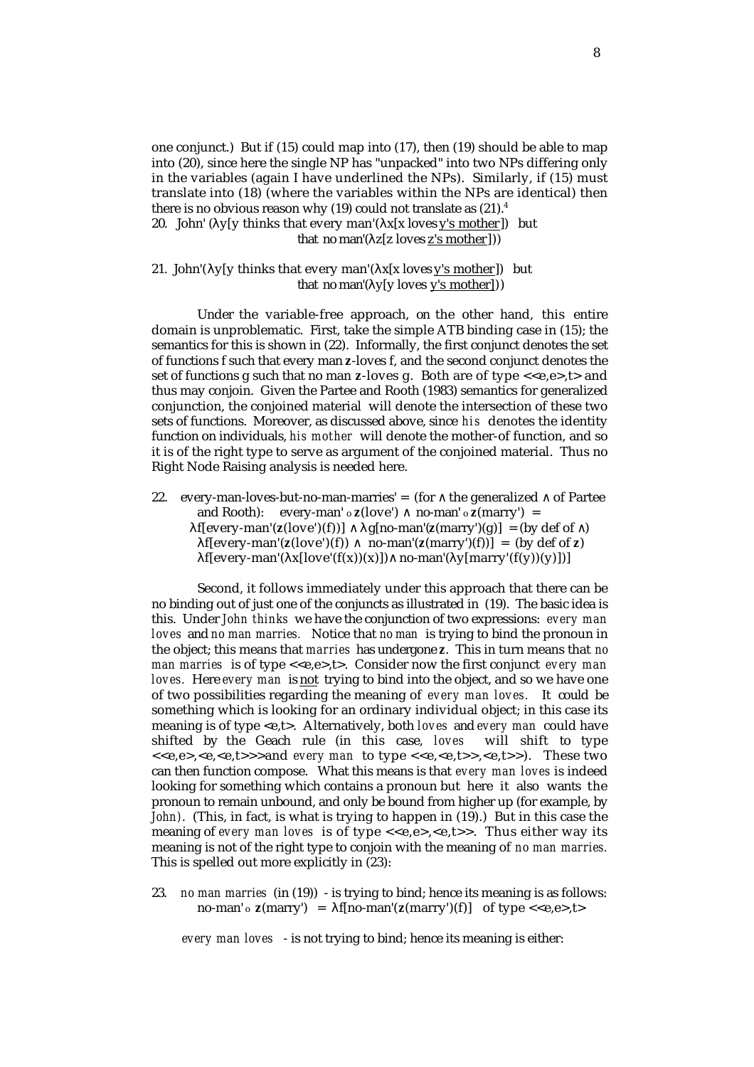one conjunct.) But if (15) could map into (17), then (19) should be able to map into (20), since here the single NP has "unpacked" into two NPs differing only in the variables (again I have underlined the NPs). Similarly, if (15) must translate into (18) (where the variables within the NPs are identical) then there is no obvious reason why (19) could not translate as (21).[4]

20. John' (λy[y thinks that every man'(λx[x loves <u>y's mother</u>]) but that no man'(λz[z loves <u>z's mother</u>]))

21. John'(λy[y thinks that every man'(λx[x loves <u>y's mother</u>]) but that no man'(λy[y loves <u>y's mother</u>]))

Under the variable-free approach, on the other hand, this entire domain is unproblematic. First, take the simple ATB binding case in (15); the semantics for this is shown in (22). Informally, the first conjunct denotes the set of functions f such that every man **z**-loves f, and the second conjunct denotes the set of functions g such that no man **z**-loves g. Both are of type <<e,e>,t> and thus may conjoin. Given the Partee and Rooth (1983) semantics for generalized conjunction, the conjoined material will denote the intersection of these two sets of functions. Moreover, as discussed above, since *his* denotes the identity function on individuals, *his mother* will denote the mother-of function, and so it is of the right type to serve as argument of the conjoined material. Thus no Right Node Raising analysis is needed here.

22. every-man-loves-but-no-man-marries' = (for ∧ the generalized ∧ of Partee and Rooth): every-man' ∘ **z**(love') ∧ no-man' ∘ **z**(marry') =
 λf[every-man'(**z**(love')(f))] ∧ λg[no-man'(**z**(marry')(g)] = (by def of ∧)
 λf[every-man'(**z**(love')(f)) ∧ no-man'(**z**(marry')(f))] = (by def of **z**)
 λf[every-man'(λx[love'(f(x))(x)]) ∧ no-man'(λy[marry'(f(y))(y)])]

Second, it follows immediately under this approach that there can be no binding out of just one of the conjuncts as illustrated in (19). The basic idea is this. Under *John thinks* we have the conjunction of two expressions: *every man loves* and *no man marries.* Notice that *no man* is trying to bind the pronoun in the object; this means that *marries* has undergone **z**. This in turn means that *no man marries* is of type <<e,e>,t>. Consider now the first conjunct *every man loves.* Here *every man* is <u>not</u> trying to bind into the object, and so we have one of two possibilities regarding the meaning of *every man loves.* It could be something which is looking for an ordinary individual object; in this case its meaning is of type <e,t>. Alternatively, both *loves* and *every man* could have shifted by the Geach rule (in this case, *loves* will shift to type <<e,e>,<e,<e,t>>> and *every man* to type <<e,<e,t>>,<e,t>>). These two can then function compose. What this means is that *every man loves* is indeed looking for something which contains a pronoun but here it also wants the pronoun to remain unbound, and only be bound from higher up (for example, by *John*). (This, in fact, is what is trying to happen in (19).) But in this case the meaning of *every man loves* is of type <<e,e>,<e,t>>. Thus either way its meaning is not of the right type to conjoin with the meaning of *no man marries.* This is spelled out more explicitly in (23):

23. *no man marries* (in (19)) - is trying to bind; hence its meaning is as follows:
 no-man' ∘ **z**(marry') = λf[no-man'(**z**(marry')(f)] of type <<e,e>,t>

 *every man loves* - is not trying to bind; hence its meaning is either: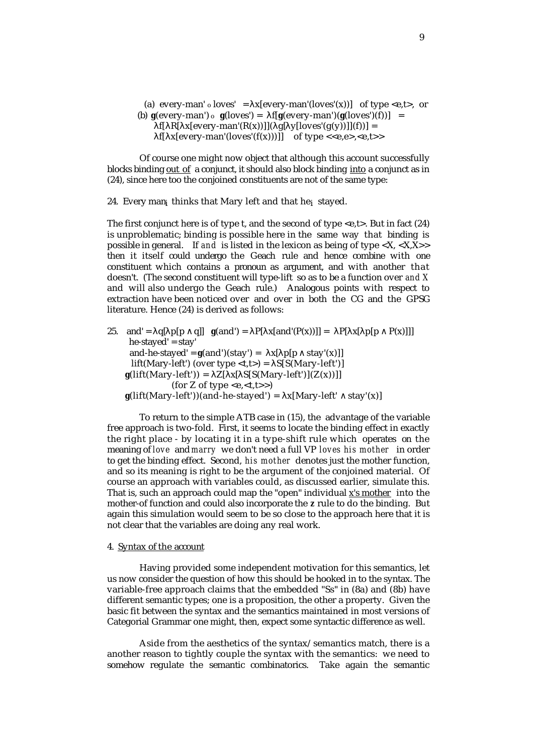(a) every-man' ∘ loves' $= \lambda x[\text{every-man}'(\text{loves}'(x))]$ of type $<e,t>$, or

(b) **g**(every-man') ∘ **g**(loves') $= \lambda f[\mathbf{g}(\text{every-man}')(\mathbf{g}(\text{loves}')(f))] =$
$\lambda f[\lambda R[\lambda x[\text{every-man}'(R(x))]](\lambda g[\lambda y[\text{loves}'(g(y))]](f))] =$
$\lambda f[\lambda x[\text{every-man}'(\text{loves}'(f(x)))]]$ of type $<<e,e>,<e,t>>$

Of course one might now object that although this account successfully blocks binding out of a conjunct, it should also block binding into a conjunct as in (24), since here too the conjoined constituents are not of the same type:

24. Every $\text{man}_i$ thinks that Mary left and that $\text{he}_i$ stayed.

The first conjunct here is of type t, and the second of type $<e,t>$. But in fact (24) is unproblematic; binding is possible here in the same way that binding is possible in general. If *and* is listed in the lexicon as being of type $<X, <X,X>>$ then it itself could undergo the Geach rule and hence combine with one constituent which contains a pronoun as argument, and with another that doesn't. (The second constituent will type-lift so as to be a function over *and X* and will also undergo the Geach rule.) Analogous points with respect to extraction have been noticed over and over in both the CG and the GPSG literature. Hence (24) is derived as follows:

25. and' $= \lambda q[\lambda p[p \wedge q]]$ **g**(and') $= \lambda P[\lambda x[\text{and}'(P(x))]] = \lambda P[\lambda x[\lambda p[p \wedge P(x)]]]$
he-stayed' = stay'
and-he-stayed' = **g**(and')(stay') $= \lambda x[\lambda p[p \wedge \text{stay}'(x)]]$
lift(Mary-left') (over type $<t,t>$) $= \lambda S[S(\text{Mary-left}')]$
**g**(lift(Mary-left')) $= \lambda Z[\lambda x[\lambda S[S(\text{Mary-left}')](Z(x))]]$
(for Z of type $<e,<t,t>>$)
**g**(lift(Mary-left'))(and-he-stayed') $= \lambda x[\text{Mary-left}' \wedge \text{stay}'(x)]$

To return to the simple ATB case in (15), the advantage of the variable free approach is two-fold. First, it seems to locate the binding effect in exactly the right place - by locating it in a type-shift rule which operates on the meaning of *love* and *marry* we don't need a full VP *loves his mother* in order to get the binding effect. Second, *his mother* denotes just the mother function, and so its meaning is right to be the argument of the conjoined material. Of course an approach with variables could, as discussed earlier, simulate this. That is, such an approach could map the "open" individual x's mother into the mother-of function and could also incorporate the **z** rule to do the binding. But again this simulation would seem to be so close to the approach here that it is not clear that the variables are doing any real work.

## 4. Syntax of the account

Having provided some independent motivation for this semantics, let us now consider the question of how this should be hooked in to the syntax. The variable-free approach claims that the embedded "Ss" in (8a) and (8b) have different semantic types; one is a proposition, the other a property. Given the basic fit between the syntax and the semantics maintained in most versions of Categorial Grammar one might, then, expect some syntactic difference as well.

Aside from the aesthetics of the syntax/semantics match, there is a another reason to tightly couple the syntax with the semantics: we need to somehow regulate the semantic combinatorics. Take again the semantic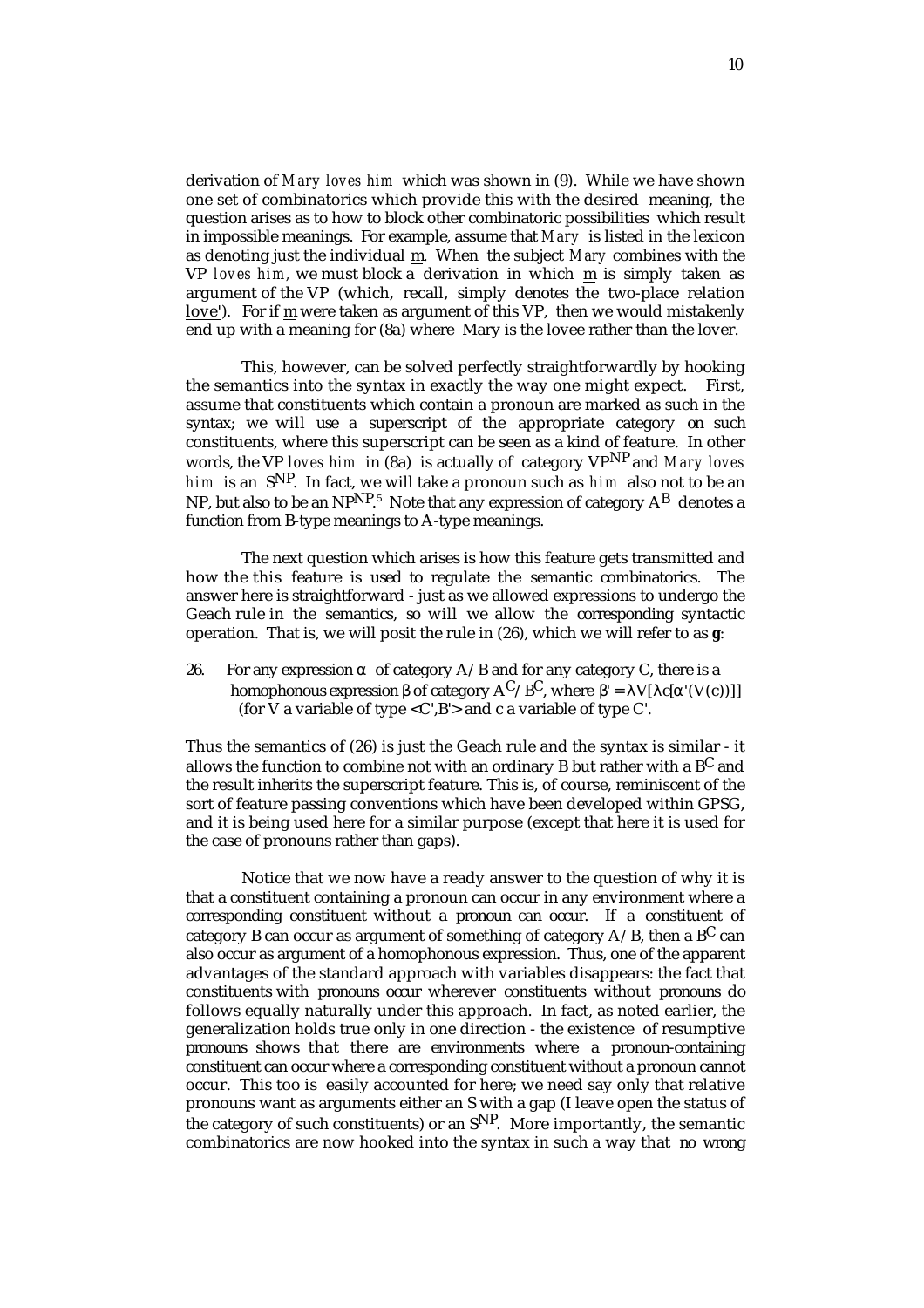derivation of *Mary loves him* which was shown in (9). While we have shown one set of combinatorics which provide this with the desired meaning, the question arises as to how to block other combinatoric possibilities which result in impossible meanings. For example, assume that *Mary* is listed in the lexicon as denoting just the individual m. When the subject *Mary* combines with the VP *loves him*, we must block a derivation in which m is simply taken as argument of the VP (which, recall, simply denotes the two-place relation love'). For if m were taken as argument of this VP, then we would mistakenly end up with a meaning for (8a) where Mary is the lovee rather than the lover.

This, however, can be solved perfectly straightforwardly by hooking the semantics into the syntax in exactly the way one might expect. First, assume that constituents which contain a pronoun are marked as such in the syntax; we will use a superscript of the appropriate category on such constituents, where this superscript can be seen as a kind of feature. In other words, the VP *loves him* in (8a) is actually of category $VP^{NP}$ and *Mary loves him* is an $S^{NP}$. In fact, we will take a pronoun such as *him* also not to be an NP, but also to be an $NP^{NP}$.[5] Note that any expression of category $A^{B}$ denotes a function from B-type meanings to A-type meanings.

The next question which arises is how this feature gets transmitted and how the this feature is used to regulate the semantic combinatorics. The answer here is straightforward - just as we allowed expressions to undergo the Geach rule in the semantics, so will we allow the corresponding syntactic operation. That is, we will posit the rule in (26), which we will refer to as **g**:

26. For any expression $\alpha$ of category A/B and for any category C, there is a homophonous expression $\beta$ of category $A^{C}/B^{C}$, where $\beta' = \lambda V[\lambda c[\alpha'(V(c))]]$ (for V a variable of type <C',B'> and c a variable of type C'.

Thus the semantics of (26) is just the Geach rule and the syntax is similar - it allows the function to combine not with an ordinary B but rather with a $B^{C}$ and the result inherits the superscript feature. This is, of course, reminiscent of the sort of feature passing conventions which have been developed within GPSG, and it is being used here for a similar purpose (except that here it is used for the case of pronouns rather than gaps).

Notice that we now have a ready answer to the question of why it is that a constituent containing a pronoun can occur in any environment where a corresponding constituent without a pronoun can occur. If a constituent of category B can occur as argument of something of category A/B, then a $B^{C}$ can also occur as argument of a homophonous expression. Thus, one of the apparent advantages of the standard approach with variables disappears: the fact that constituents with pronouns occur wherever constituents without pronouns do follows equally naturally under this approach. In fact, as noted earlier, the generalization holds true only in one direction - the existence of resumptive pronouns shows that there are environments where a pronoun-containing constituent can occur where a corresponding constituent without a pronoun cannot occur. This too is easily accounted for here; we need say only that relative pronouns want as arguments either an S with a gap (I leave open the status of the category of such constituents) or an $S^{NP}$. More importantly, the semantic combinatorics are now hooked into the syntax in such a way that no wrong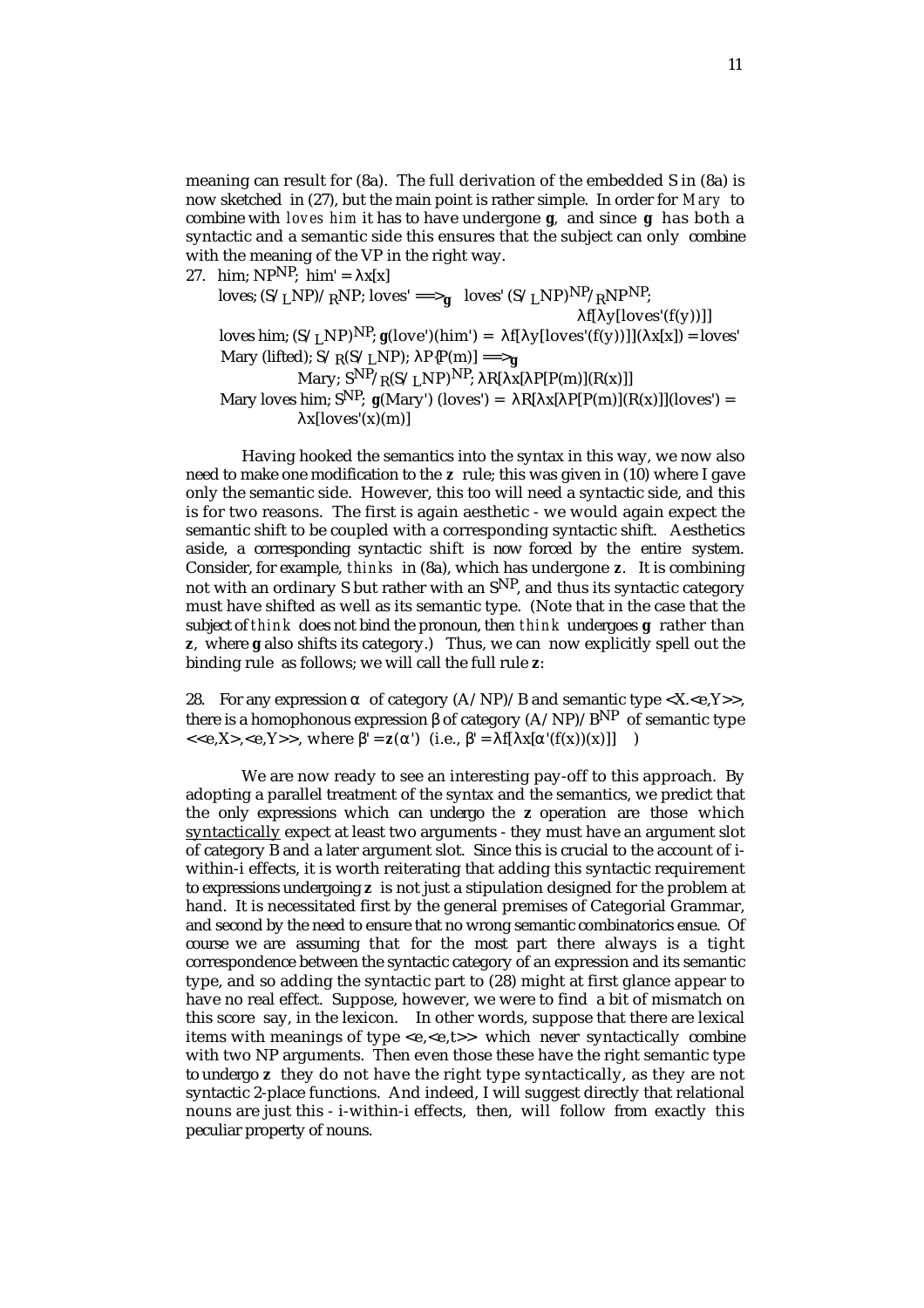meaning can result for (8a). The full derivation of the embedded S in (8a) is now sketched in (27), but the main point is rather simple. In order for *Mary* to combine with *loves him* it has to have undergone **g**, and since **g** has both a syntactic and a semantic side this ensures that the subject can only combine with the meaning of the VP in the right way.

27. him; $NP^{NP}$; him' = $\lambda x[x]$

 loves; $(S/_L NP)/_R NP$; loves' $\Longrightarrow_{\mathbf{g}}$ loves' $(S/_L NP)^{NP}/_R NP^{NP}$; $\lambda f[\lambda y[\text{loves}'(f(y))]]$

 loves him; $(S/_L NP)^{NP}$; $\mathbf{g}(\text{love}')(\text{him}') = \lambda f[\lambda y[\text{loves}'(f(y))]](\lambda x[x]) = \text{loves}'$

 Mary (lifted); $S/_R(S/_L NP)$; $\lambda P[P(m)] \Longrightarrow_{\mathbf{g}}$

 Mary; $S^{NP}/_R(S/_L NP)^{NP}$; $\lambda R[\lambda x[\lambda P[P(m)](R(x))]]$

 Mary loves him; $S^{NP}$; $\mathbf{g}(\text{Mary}')(\text{loves}') = \lambda R[\lambda x[\lambda P[P(m)](R(x))]](\text{loves}') = \lambda x[\text{loves}'(x)(m)]$

Having hooked the semantics into the syntax in this way, we now also need to make one modification to the **z** rule; this was given in (10) where I gave only the semantic side. However, this too will need a syntactic side, and this is for two reasons. The first is again aesthetic - we would again expect the semantic shift to be coupled with a corresponding syntactic shift. Aesthetics aside, a corresponding syntactic shift is now forced by the entire system. Consider, for example, *thinks* in (8a), which has undergone **z**. It is combining not with an ordinary S but rather with an $S^{NP}$, and thus its syntactic category must have shifted as well as its semantic type. (Note that in the case that the subject of *think* does not bind the pronoun, then *think* undergoes **g** rather than **z**, where **g** also shifts its category.) Thus, we can now explicitly spell out the binding rule as follows; we will call the full rule **z**:

28. For any expression $\alpha$ of category $(A/NP)/B$ and semantic type $\langle X.\langle e,Y\rangle\rangle$, there is a homophonous expression $\beta$ of category $(A/NP)/B^{NP}$ of semantic type $\langle\langle e,X\rangle,\langle e,Y\rangle\rangle$, where $\beta' = \mathbf{z}(\alpha')$ (i.e., $\beta' = \lambda f[\lambda x[\alpha'(f(x))(x)]]$ )

We are now ready to see an interesting pay-off to this approach. By adopting a parallel treatment of the syntax and the semantics, we predict that the only expressions which can undergo the **z** operation are those which syntactically expect at least two arguments - they must have an argument slot of category B and a later argument slot. Since this is crucial to the account of i-within-i effects, it is worth reiterating that adding this syntactic requirement to expressions undergoing **z** is not just a stipulation designed for the problem at hand. It is necessitated first by the general premises of Categorial Grammar, and second by the need to ensure that no wrong semantic combinatorics ensue. Of course we are assuming that for the most part there always is a tight correspondence between the syntactic category of an expression and its semantic type, and so adding the syntactic part to (28) might at first glance appear to have no real effect. Suppose, however, we were to find a bit of mismatch on this score say, in the lexicon. In other words, suppose that there are lexical items with meanings of type $\langle e,\langle e,t\rangle\rangle$ which never syntactically combine with two NP arguments. Then even those these have the right semantic type to undergo **z** they do not have the right type syntactically, as they are not syntactic 2-place functions. And indeed, I will suggest directly that relational nouns are just this - i-within-i effects, then, will follow from exactly this peculiar property of nouns.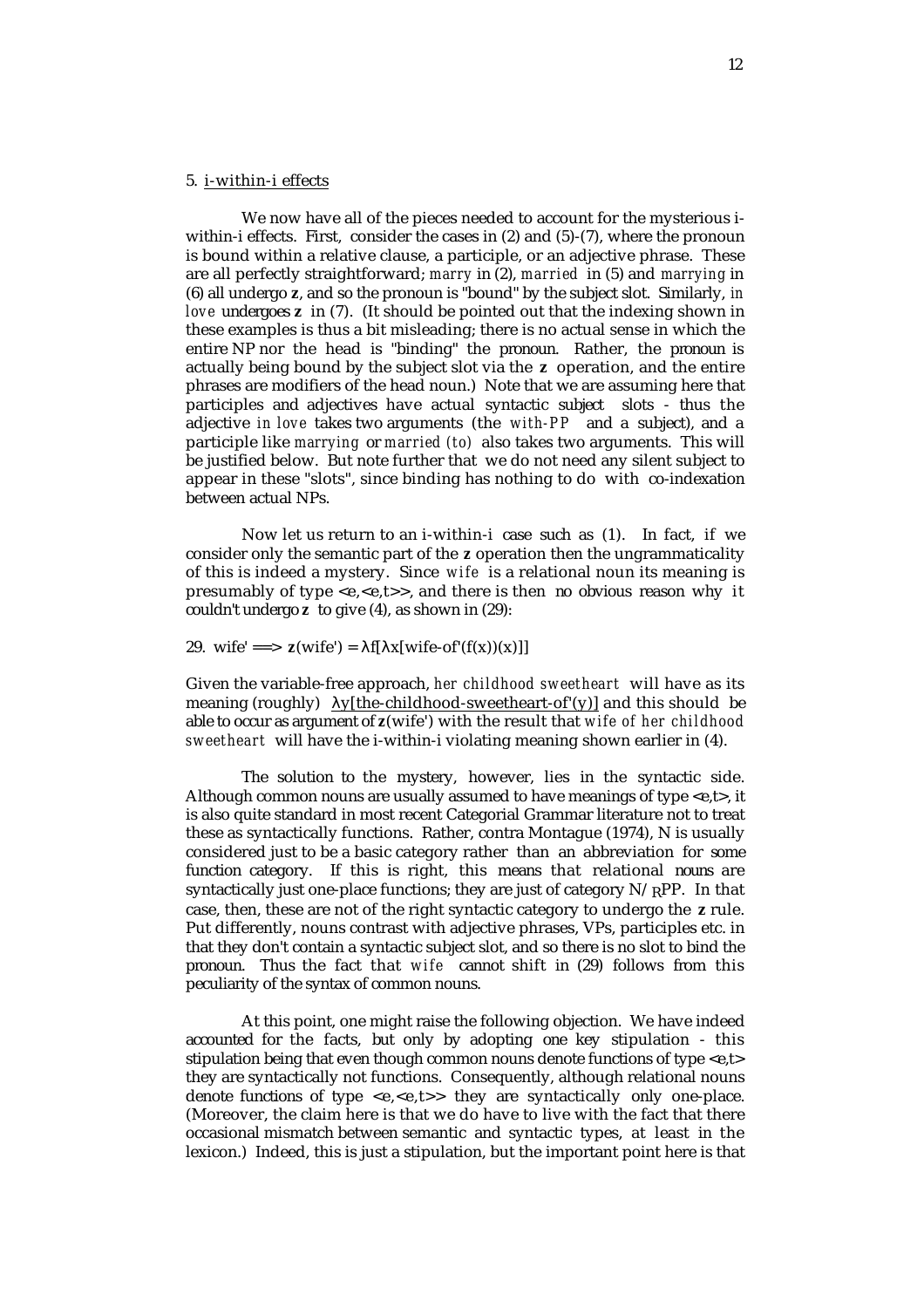## 5. i-within-i effects

We now have all of the pieces needed to account for the mysterious i-within-i effects. First, consider the cases in (2) and (5)-(7), where the pronoun is bound within a relative clause, a participle, or an adjective phrase. These are all perfectly straightforward; *marry* in (2), *married* in (5) and *marrying* in (6) all undergo **z**, and so the pronoun is "bound" by the subject slot. Similarly, *in love* undergoes **z** in (7). (It should be pointed out that the indexing shown in these examples is thus a bit misleading; there is no actual sense in which the entire NP nor the head is "binding" the pronoun. Rather, the pronoun is actually being bound by the subject slot via the **z** operation, and the entire phrases are modifiers of the head noun.) Note that we are assuming here that participles and adjectives have actual syntactic subject slots - thus the adjective *in love* takes two arguments (the *with-PP* and a subject), and a participle like *marrying* or *married (to)* also takes two arguments. This will be justified below. But note further that we do not need any silent subject to appear in these "slots", since binding has nothing to do with co-indexation between actual NPs.

Now let us return to an i-within-i case such as (1). In fact, if we consider only the semantic part of the **z** operation then the ungrammaticality of this is indeed a mystery. Since *wife* is a relational noun its meaning is presumably of type <e,<e,t>>, and there is then no obvious reason why it couldn't undergo **z** to give (4), as shown in (29):

29. wife' ==> **z**(wife') = λf[λx[wife-of'(f(x))(x)]]

Given the variable-free approach, *her childhood sweetheart* will have as its meaning (roughly) <u>λy[the-childhood-sweetheart-of'(y)]</u> and this should be able to occur as argument of **z**(wife') with the result that *wife of her childhood sweetheart* will have the i-within-i violating meaning shown earlier in (4).

The solution to the mystery, however, lies in the syntactic side. Although common nouns are usually assumed to have meanings of type <e,t>, it is also quite standard in most recent Categorial Grammar literature not to treat these as syntactically functions. Rather, contra Montague (1974), N is usually considered just to be a basic category rather than an abbreviation for some function category. If this is right, this means that relational nouns are syntactically just one-place functions; they are just of category $N/_R PP$. In that case, then, these are not of the right syntactic category to undergo the **z** rule. Put differently, nouns contrast with adjective phrases, VPs, participles etc. in that they don't contain a syntactic subject slot, and so there is no slot to bind the pronoun. Thus the fact that *wife* cannot shift in (29) follows from this peculiarity of the syntax of common nouns.

At this point, one might raise the following objection. We have indeed accounted for the facts, but only by adopting one key stipulation - this stipulation being that even though common nouns denote functions of type <e,t> they are syntactically not functions. Consequently, although relational nouns denote functions of type <e,<e,t>> they are syntactically only one-place. (Moreover, the claim here is that we do have to live with the fact that there occasional mismatch between semantic and syntactic types, at least in the lexicon.) Indeed, this is just a stipulation, but the important point here is that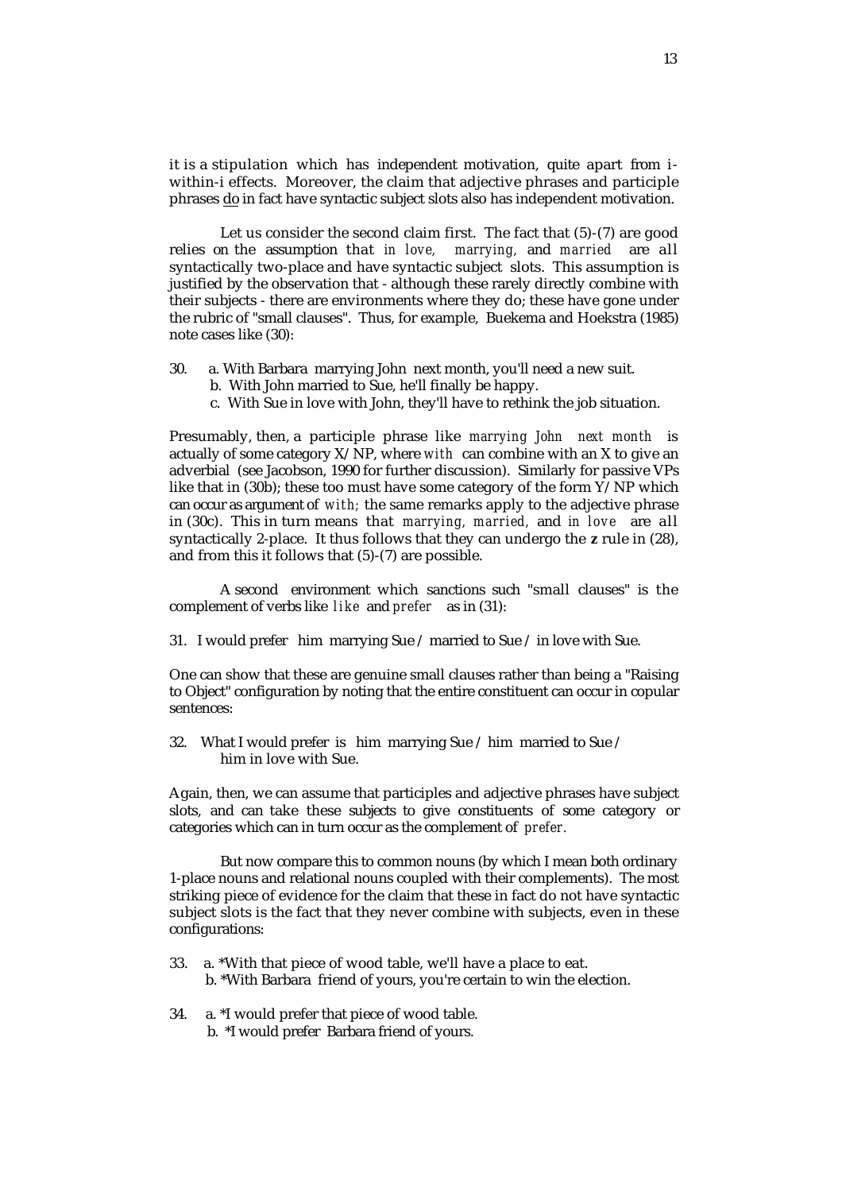it is a stipulation which has independent motivation, quite apart from i-within-i effects. Moreover, the claim that adjective phrases and participle phrases <u>do</u> in fact have syntactic subject slots also has independent motivation.

Let us consider the second claim first. The fact that (5)-(7) are good relies on the assumption that *in love, marrying,* and *married* are all syntactically two-place and have syntactic subject slots. This assumption is justified by the observation that - although these rarely directly combine with their subjects - there are environments where they do; these have gone under the rubric of "small clauses". Thus, for example, Buekema and Hoekstra (1985) note cases like (30):

30. a. With Barbara marrying John next month, you'll need a new suit.
    b. With John married to Sue, he'll finally be happy.
    c. With Sue in love with John, they'll have to rethink the job situation.

Presumably, then, a participle phrase like *marrying John next month* is actually of some category X/NP, where *with* can combine with an X to give an adverbial (see Jacobson, 1990 for further discussion). Similarly for passive VPs like that in (30b); these too must have some category of the form Y/NP which can occur as argument of *with;* the same remarks apply to the adjective phrase in (30c). This in turn means that *marrying, married,* and *in love* are all syntactically 2-place. It thus follows that they can undergo the **z** rule in (28), and from this it follows that (5)-(7) are possible.

A second environment which sanctions such "small clauses" is the complement of verbs like *like* and *prefer* as in (31):

31. I would prefer him marrying Sue / married to Sue / in love with Sue.

One can show that these are genuine small clauses rather than being a "Raising to Object" configuration by noting that the entire constituent can occur in copular sentences:

32. What I would prefer is him marrying Sue / him married to Sue / him in love with Sue.

Again, then, we can assume that participles and adjective phrases have subject slots, and can take these subjects to give constituents of some category or categories which can in turn occur as the complement of *prefer.*

But now compare this to common nouns (by which I mean both ordinary 1-place nouns and relational nouns coupled with their complements). The most striking piece of evidence for the claim that these in fact do not have syntactic subject slots is the fact that they never combine with subjects, even in these configurations:

33. a. *With that piece of wood table, we'll have a place to eat.
    b. *With Barbara friend of yours, you're certain to win the election.

34. a. *I would prefer that piece of wood table.
    b. *I would prefer Barbara friend of yours.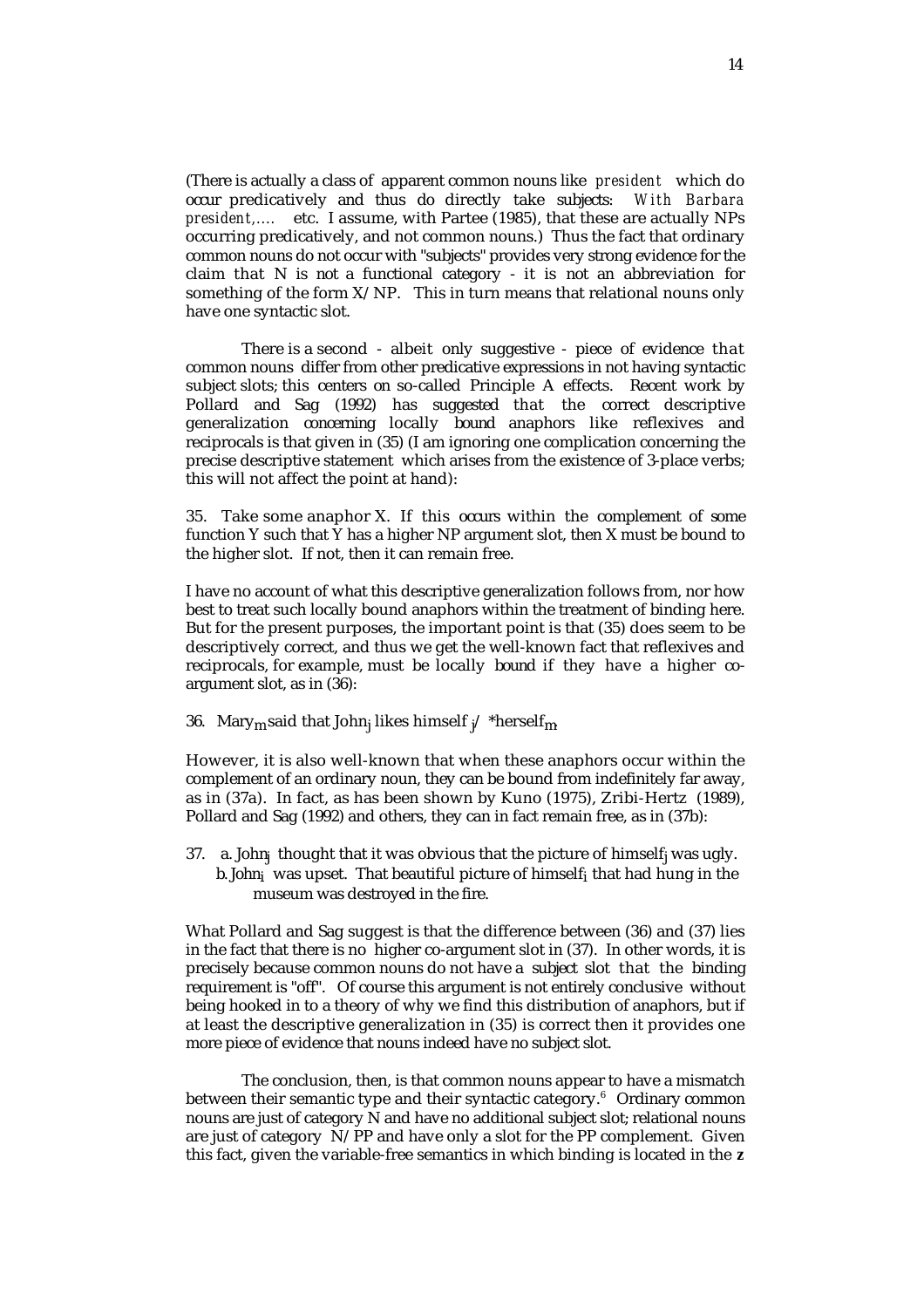(There is actually a class of apparent common nouns like *president* which do occur predicatively and thus do directly take subjects: *With Barbara president,....* etc. I assume, with Partee (1985), that these are actually NPs occurring predicatively, and not common nouns.) Thus the fact that ordinary common nouns do not occur with "subjects" provides very strong evidence for the claim that N is not a functional category - it is not an abbreviation for something of the form X/NP. This in turn means that relational nouns only have one syntactic slot.

There is a second - albeit only suggestive - piece of evidence that common nouns differ from other predicative expressions in not having syntactic subject slots; this centers on so-called Principle A effects. Recent work by Pollard and Sag (1992) has suggested that the correct descriptive generalization concerning locally bound anaphors like reflexives and reciprocals is that given in (35) (I am ignoring one complication concerning the precise descriptive statement which arises from the existence of 3-place verbs; this will not affect the point at hand):

35. Take some anaphor X. If this occurs within the complement of some function Y such that Y has a higher NP argument slot, then X must be bound to the higher slot. If not, then it can remain free.

I have no account of what this descriptive generalization follows from, nor how best to treat such locally bound anaphors within the treatment of binding here. But for the present purposes, the important point is that (35) does seem to be descriptively correct, and thus we get the well-known fact that reflexives and reciprocals, for example, must be locally bound if they have a higher co-argument slot, as in (36):

36. $\text{Mary}_m$ said that $\text{John}_j$ likes $\text{himself}_j$ / $*\text{herself}_m$.

However, it is also well-known that when these anaphors occur within the complement of an ordinary noun, they can be bound from indefinitely far away, as in (37a). In fact, as has been shown by Kuno (1975), Zribi-Hertz (1989), Pollard and Sag (1992) and others, they can in fact remain free, as in (37b):

37. a. $\text{John}_j$ thought that it was obvious that the picture of $\text{himself}_j$ was ugly.
    b. $\text{John}_i$ was upset. That beautiful picture of $\text{himself}_i$ that had hung in the museum was destroyed in the fire.

What Pollard and Sag suggest is that the difference between (36) and (37) lies in the fact that there is no higher co-argument slot in (37). In other words, it is precisely because common nouns do not have a subject slot that the binding requirement is "off". Of course this argument is not entirely conclusive without being hooked in to a theory of why we find this distribution of anaphors, but if at least the descriptive generalization in (35) is correct then it provides one more piece of evidence that nouns indeed have no subject slot.

The conclusion, then, is that common nouns appear to have a mismatch between their semantic type and their syntactic category.[6] Ordinary common nouns are just of category N and have no additional subject slot; relational nouns are just of category N/PP and have only a slot for the PP complement. Given this fact, given the variable-free semantics in which binding is located in the **z**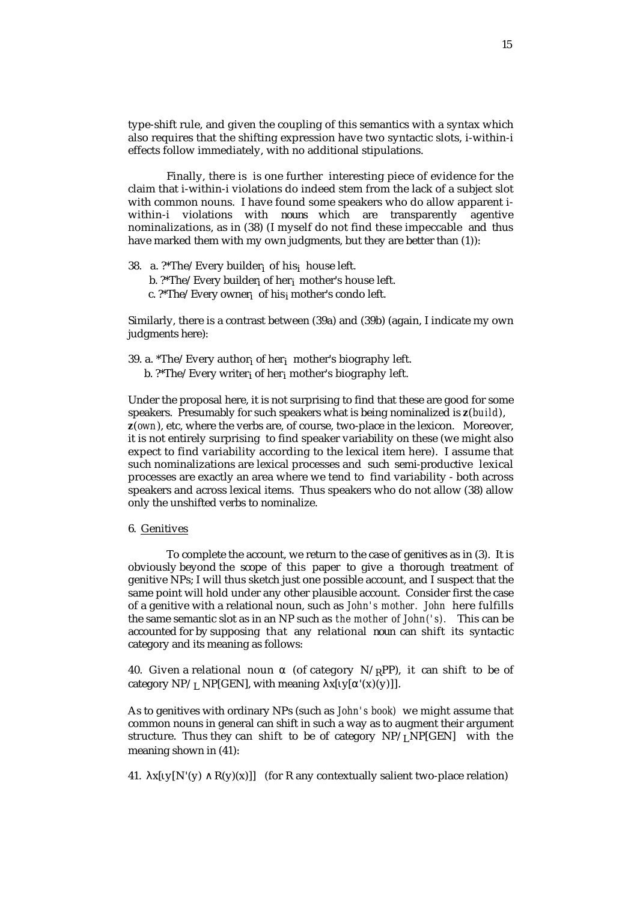type-shift rule, and given the coupling of this semantics with a syntax which also requires that the shifting expression have two syntactic slots, i-within-i effects follow immediately, with no additional stipulations.

Finally, there is is one further interesting piece of evidence for the claim that i-within-i violations do indeed stem from the lack of a subject slot with common nouns. I have found some speakers who do allow apparent i-within-i violations with nouns which are transparently agentive nominalizations, as in (38) (I myself do not find these impeccable and thus have marked them with my own judgments, but they are better than (1)):

38. a. ?*The/Every builder$_i$ of his$_i$ house left.
    b. ?*The/Every builder$_i$ of her$_i$ mother's house left.
    c. ?*The/Every owner$_i$ of his$_i$ mother's condo left.

Similarly, there is a contrast between (39a) and (39b) (again, I indicate my own judgments here):

39. a. *The/Every author$_i$ of her$_i$ mother's biography left.
    b. ?*The/Every writer$_i$ of her$_i$ mother's biography left.

Under the proposal here, it is not surprising to find that these are good for some speakers. Presumably for such speakers what is being nominalized is **z**(*build*), **z**(*own*), etc, where the verbs are, of course, two-place in the lexicon. Moreover, it is not entirely surprising to find speaker variability on these (we might also expect to find variability according to the lexical item here). I assume that such nominalizations are lexical processes and such semi-productive lexical processes are exactly an area where we tend to find variability - both across speakers and across lexical items. Thus speakers who do not allow (38) allow only the unshifted verbs to nominalize.

6. Genitives

To complete the account, we return to the case of genitives as in (3). It is obviously beyond the scope of this paper to give a thorough treatment of genitive NPs; I will thus sketch just one possible account, and I suspect that the same point will hold under any other plausible account. Consider first the case of a genitive with a relational noun, such as *John's mother. John* here fulfills the same semantic slot as in an NP such as *the mother of John('s).* This can be accounted for by supposing that any relational noun can shift its syntactic category and its meaning as follows:

40. Given a relational noun $\alpha$ (of category $N/_R PP$), it can shift to be of category $NP/_L NP[GEN]$, with meaning $\lambda x[\iota y[\alpha'(x)(y)]]$.

As to genitives with ordinary NPs (such as *John's book)* we might assume that common nouns in general can shift in such a way as to augment their argument structure. Thus they can shift to be of category $NP/_L NP[GEN]$ with the meaning shown in (41):

41. $\lambda x[\iota y[N'(y) \wedge R(y)(x)]]$ (for R any contextually salient two-place relation)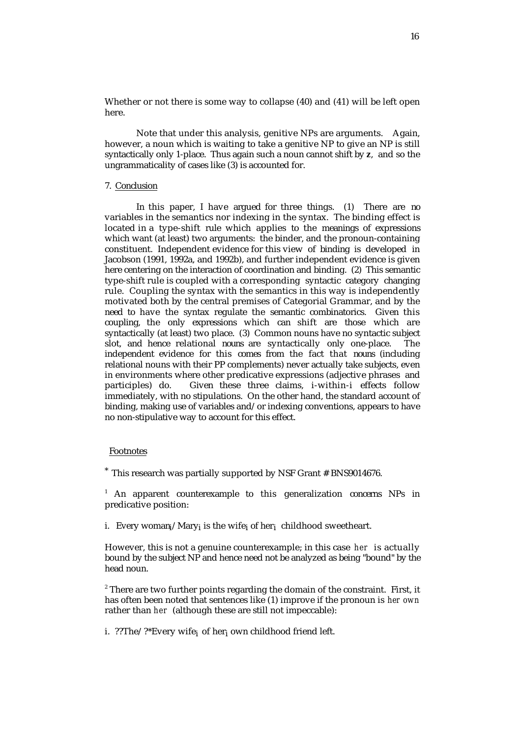Whether or not there is some way to collapse (40) and (41) will be left open here.

Note that under this analysis, genitive NPs are arguments. Again, however, a noun which is waiting to take a genitive NP to give an NP is still syntactically only 1-place. Thus again such a noun cannot shift by **z**, and so the ungrammaticality of cases like (3) is accounted for.

## 7. Conclusion

In this paper, I have argued for three things. (1) There are no variables in the semantics nor indexing in the syntax. The binding effect is located in a type-shift rule which applies to the meanings of expressions which want (at least) two arguments: the binder, and the pronoun-containing constituent. Independent evidence for this view of binding is developed in Jacobson (1991, 1992a, and 1992b), and further independent evidence is given here centering on the interaction of coordination and binding. (2) This semantic type-shift rule is coupled with a corresponding syntactic category changing rule. Coupling the syntax with the semantics in this way is independently motivated both by the central premises of Categorial Grammar, and by the need to have the syntax regulate the semantic combinatorics. Given this coupling, the only expressions which can shift are those which are syntactically (at least) two place. (3) Common nouns have no syntactic subject slot, and hence relational nouns are syntactically only one-place. The independent evidence for this comes from the fact that nouns (including relational nouns with their PP complements) never actually take subjects, even in environments where other predicative expressions (adjective phrases and participles) do. Given these three claims, i-within-i effects follow immediately, with no stipulations. On the other hand, the standard account of binding, making use of variables and/or indexing conventions, appears to have no non-stipulative way to account for this effect.

## Footnotes

* This research was partially supported by NSF Grant # BNS9014676.

[1] An apparent counterexample to this generalization concerns NPs in predicative position:

i. Every $\text{woman}_i$/$\text{Mary}_i$ is the $\text{wife}_i$ of $\text{her}_i$ childhood sweetheart.

However, this is not a genuine counterexample; in this case *her* is actually bound by the subject NP and hence need not be analyzed as being "bound" by the head noun.

[2] There are two further points regarding the domain of the constraint. First, it has often been noted that sentences like (1) improve if the pronoun is *her own* rather than *her* (although these are still not impeccable):

i. ??The/?*Every $\text{wife}_i$ of $\text{her}_i$ own childhood friend left.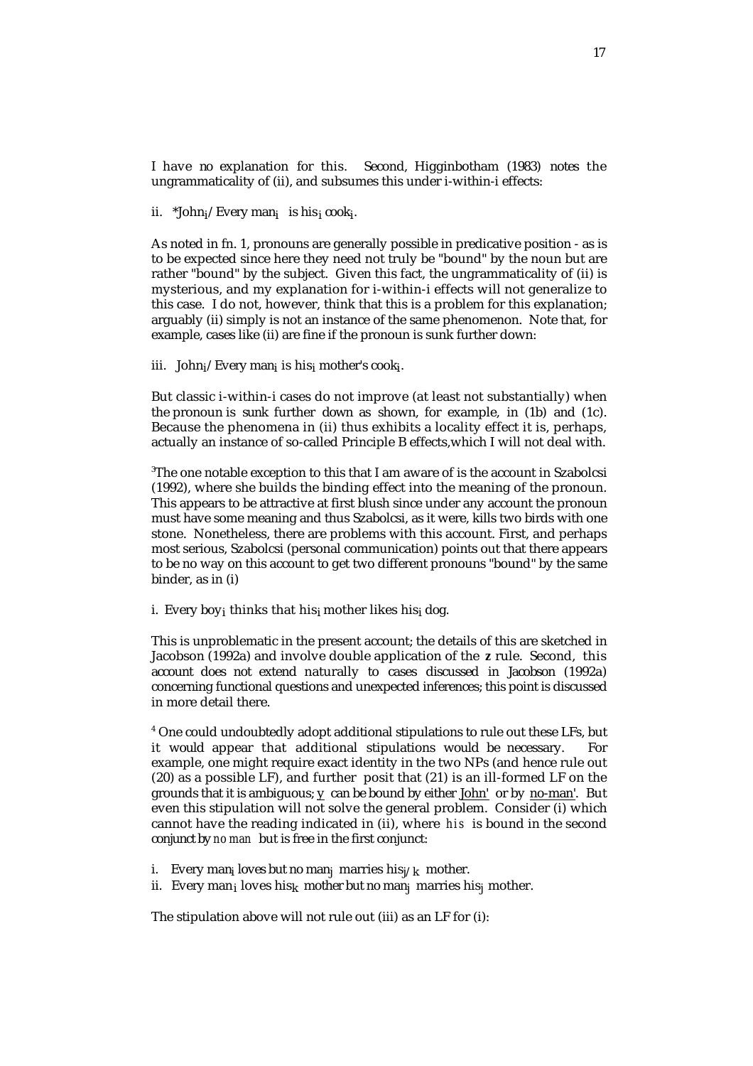I have no explanation for this. Second, Higginbotham (1983) notes the ungrammaticality of (ii), and subsumes this under i-within-i effects:

ii. *John$_i$/Every man$_i$ is his$_i$ cook$_i$.

As noted in fn. 1, pronouns are generally possible in predicative position - as is to be expected since here they need not truly be "bound" by the noun but are rather "bound" by the subject. Given this fact, the ungrammaticality of (ii) is mysterious, and my explanation for i-within-i effects will not generalize to this case. I do not, however, think that this is a problem for this explanation; arguably (ii) simply is not an instance of the same phenomenon. Note that, for example, cases like (ii) are fine if the pronoun is sunk further down:

iii. John$_i$/Every man$_i$ is his$_i$ mother's cook$_i$.

But classic i-within-i cases do not improve (at least not substantially) when the pronoun is sunk further down as shown, for example, in (1b) and (1c). Because the phenomena in (ii) thus exhibits a locality effect it is, perhaps, actually an instance of so-called Principle B effects,which I will not deal with.

[3]The one notable exception to this that I am aware of is the account in Szabolcsi (1992), where she builds the binding effect into the meaning of the pronoun. This appears to be attractive at first blush since under any account the pronoun must have some meaning and thus Szabolcsi, as it were, kills two birds with one stone. Nonetheless, there are problems with this account. First, and perhaps most serious, Szabolcsi (personal communication) points out that there appears to be no way on this account to get two different pronouns "bound" by the same binder, as in (i)

i. Every boy$_i$ thinks that his$_i$ mother likes his$_i$ dog.

This is unproblematic in the present account; the details of this are sketched in Jacobson (1992a) and involve double application of the **z** rule. Second, this account does not extend naturally to cases discussed in Jacobson (1992a) concerning functional questions and unexpected inferences; this point is discussed in more detail there.

[4] One could undoubtedly adopt additional stipulations to rule out these LFs, but it would appear that additional stipulations would be necessary. For example, one might require exact identity in the two NPs (and hence rule out (20) as a possible LF), and further posit that (21) is an ill-formed LF on the grounds that it is ambiguous; y can be bound by either John' or by no-man'. But even this stipulation will not solve the general problem. Consider (i) which cannot have the reading indicated in (ii), where *his* is bound in the second conjunct by *no man* but is free in the first conjunct:

i. Every man$_i$ loves but no man$_j$ marries his$_{j/k}$ mother.
ii. Every man$_i$ loves his$_k$ mother but no man$_j$ marries his$_j$ mother.

The stipulation above will not rule out (iii) as an LF for (i):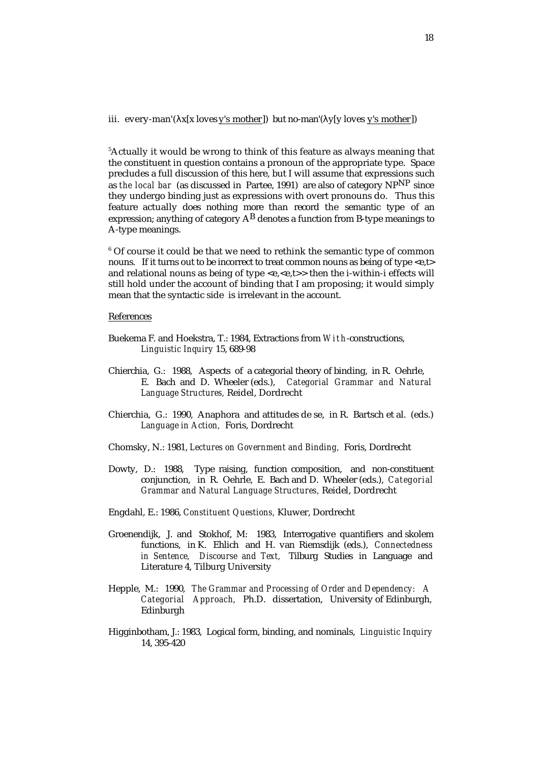iii. every-man'(λx[x loves <u>y's mother</u>]) but no-man'(λy[y loves <u>y's mother</u>])

[5]Actually it would be wrong to think of this feature as always meaning that the constituent in question contains a pronoun of the appropriate type. Space precludes a full discussion of this here, but I will assume that expressions such as *the local bar* (as discussed in Partee, 1991) are also of category $NP^{NP}$ since they undergo binding just as expressions with overt pronouns do. Thus this feature actually does nothing more than record the semantic type of an expression; anything of category $A^{B}$ denotes a function from B-type meanings to A-type meanings.

[6] Of course it could be that we need to rethink the semantic type of common nouns. If it turns out to be incorrect to treat common nouns as being of type <e,t> and relational nouns as being of type <e,<e,t>> then the i-within-i effects will still hold under the account of binding that I am proposing; it would simply mean that the syntactic side is irrelevant in the account.

<u>References</u>

Buekema F. and Hoekstra, T.: 1984, Extractions from *With*-constructions, *Linguistic Inquiry* 15, 689-98

Chierchia, G.: 1988, Aspects of a categorial theory of binding, in R. Oehrle, E. Bach and D. Wheeler (eds.), *Categorial Grammar and Natural Language Structures,* Reidel, Dordrecht

Chierchia, G.: 1990, Anaphora and attitudes de se, in R. Bartsch et al. (eds.) *Language in Action,* Foris, Dordrecht

Chomsky, N.: 1981, *Lectures on Government and Binding,* Foris, Dordrecht

Dowty, D.: 1988, Type raising, function composition, and non-constituent conjunction, in R. Oehrle, E. Bach and D. Wheeler (eds.), *Categorial Grammar and Natural Language Structures,* Reidel, Dordrecht

Engdahl, E.: 1986, *Constituent Questions,* Kluwer, Dordrecht

Groenendijk, J. and Stokhof, M: 1983, Interrogative quantifiers and skolem functions, in K. Ehlich and H. van Riemsdijk (eds.), *Connectedness in Sentence, Discourse and Text,* Tilburg Studies in Language and Literature 4, Tilburg University

Hepple, M.: 1990, *The Grammar and Processing of Order and Dependency: A Categorial Approach,* Ph.D. dissertation, University of Edinburgh, Edinburgh

Higginbotham, J.: 1983, Logical form, binding, and nominals, *Linguistic Inquiry* 14, 395-420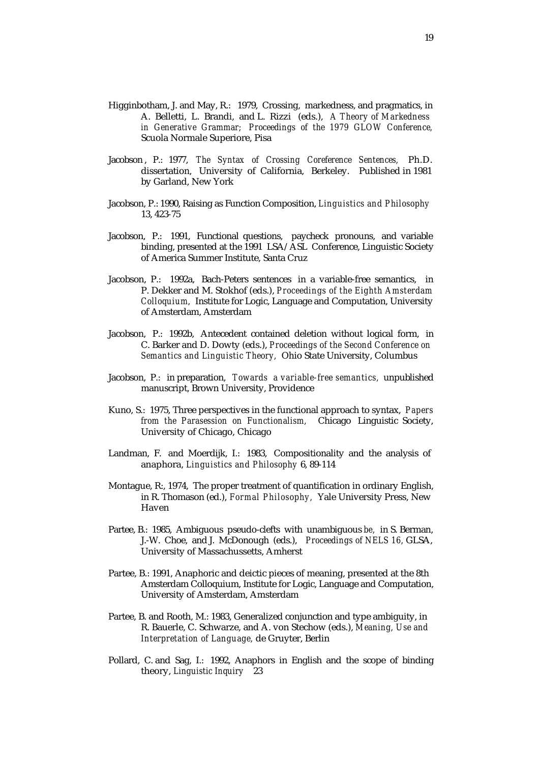Higginbotham, J. and May, R.: 1979, Crossing, markedness, and pragmatics, in A. Belletti, L. Brandi, and L. Rizzi (eds.), *A Theory of Markedness in Generative Grammar; Proceedings of the 1979 GLOW Conference,* Scuola Normale Superiore, Pisa

Jacobson , P.: 1977, *The Syntax of Crossing Coreference Sentences,* Ph.D. dissertation, University of California, Berkeley. Published in 1981 by Garland, New York

Jacobson, P.: 1990, Raising as Function Composition, *Linguistics and Philosophy* 13, 423-75

Jacobson, P.: 1991, Functional questions, paycheck pronouns, and variable binding, presented at the 1991 LSA/ASL Conference, Linguistic Society of America Summer Institute, Santa Cruz

Jacobson, P.: 1992a, Bach-Peters sentences in a variable-free semantics, in P. Dekker and M. Stokhof (eds.), *Proceedings of the Eighth Amsterdam Colloquium,* Institute for Logic, Language and Computation, University of Amsterdam, Amsterdam

Jacobson, P.: 1992b, Antecedent contained deletion without logical form, in C. Barker and D. Dowty (eds.), *Proceedings of the Second Conference on Semantics and Linguistic Theory,* Ohio State University, Columbus

Jacobson, P.: in preparation, *Towards a variable-free semantics,* unpublished manuscript, Brown University, Providence

Kuno, S.: 1975, Three perspectives in the functional approach to syntax, *Papers from the Parasession on Functionalism,* Chicago Linguistic Society, University of Chicago, Chicago

Landman, F. and Moerdijk, I.: 1983, Compositionality and the analysis of anaphora, *Linguistics and Philosophy* 6, 89-114

Montague, R:, 1974, The proper treatment of quantification in ordinary English, in R. Thomason (ed.), *Formal Philosophy,* Yale University Press, New Haven

Partee, B.: 1985, Ambiguous pseudo-clefts with unambiguous *be,* in S. Berman, J.-W. Choe, and J. McDonough (eds.), *Proceedings of NELS 16,* GLSA, University of Massachussetts, Amherst

Partee, B.: 1991, Anaphoric and deictic pieces of meaning, presented at the 8th Amsterdam Colloquium, Institute for Logic, Language and Computation, University of Amsterdam, Amsterdam

Partee, B. and Rooth, M.: 1983, Generalized conjunction and type ambiguity, in R. Bauerle, C. Schwarze, and A. von Stechow (eds.), *Meaning, Use and Interpretation of Language,* de Gruyter, Berlin

Pollard, C. and Sag, I.: 1992, Anaphors in English and the scope of binding theory, *Linguistic Inquiry* 23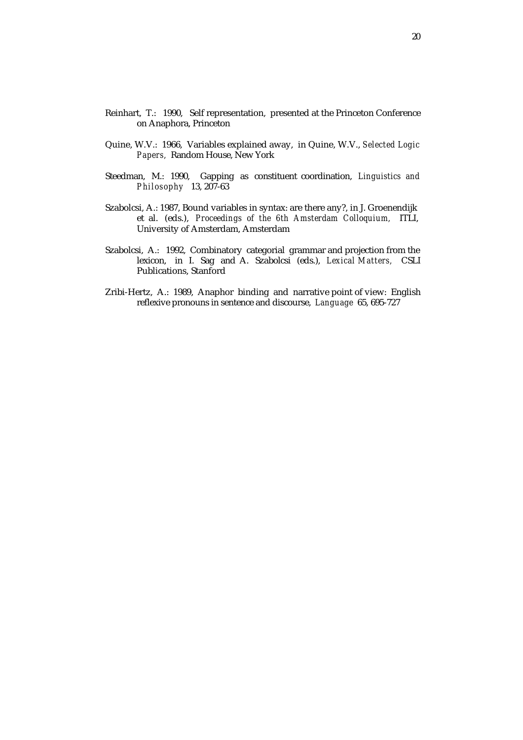Reinhart, T.: 1990, Self representation, presented at the Princeton Conference on Anaphora, Princeton

Quine, W.V.: 1966, Variables explained away, in Quine, W.V., *Selected Logic Papers,* Random House, New York

Steedman, M.: 1990, Gapping as constituent coordination, *Linguistics and Philosophy* 13, 207-63

Szabolcsi, A.: 1987, Bound variables in syntax: are there any?, in J. Groenendijk et al. (eds.), *Proceedings of the 6th Amsterdam Colloquium,* ITLI, University of Amsterdam, Amsterdam

Szabolcsi, A.: 1992, Combinatory categorial grammar and projection from the lexicon, in I. Sag and A. Szabolcsi (eds.), *Lexical Matters,* CSLI Publications, Stanford

Zribi-Hertz, A.: 1989, Anaphor binding and narrative point of view: English reflexive pronouns in sentence and discourse, *Language* 65, 695-727